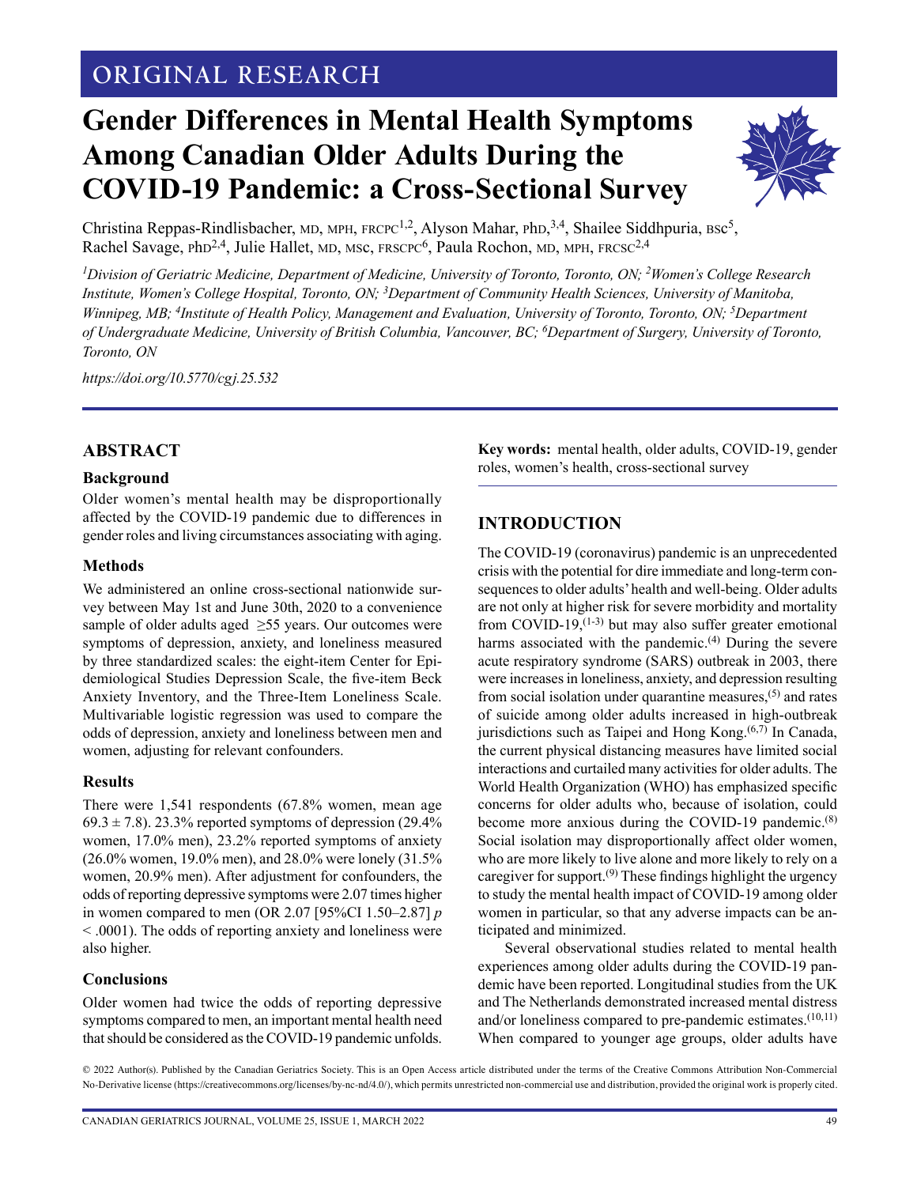ORIGINAL RESEARCH

# Gender Differences in Mental Health Symptoms Among Canadian Older Adults During the COVID-19 Pandemic: a Cross-Sectional Survey

Christina Reppas-Rindlisbacher, MD, MPH, FRCPC[1,2], Alyson Mahar, PhD,[3,4], Shailee Siddhpuria, BSc[5], Rachel Savage, PhD[2,4], Julie Hallet, MD, MSc, FRSCPC[6], Paula Rochon, MD, MPH, FRCSC[2,4]

*[1]Division of Geriatric Medicine, Department of Medicine, University of Toronto, Toronto, ON; [2]Women's College Research Institute, Women's College Hospital, Toronto, ON; [3]Department of Community Health Sciences, University of Manitoba, Winnipeg, MB; [4]Institute of Health Policy, Management and Evaluation, University of Toronto, Toronto, ON; [5]Department of Undergraduate Medicine, University of British Columbia, Vancouver, BC; [6]Department of Surgery, University of Toronto, Toronto, ON*

*https://doi.org/10.5770/cgj.25.532*

## ABSTRACT

### Background

Older women's mental health may be disproportionally affected by the COVID-19 pandemic due to differences in gender roles and living circumstances associating with aging.

### Methods

We administered an online cross-sectional nationwide survey between May 1st and June 30th, 2020 to a convenience sample of older adults aged $\geq$55 years. Our outcomes were symptoms of depression, anxiety, and loneliness measured by three standardized scales: the eight-item Center for Epidemiological Studies Depression Scale, the five-item Beck Anxiety Inventory, and the Three-Item Loneliness Scale. Multivariable logistic regression was used to compare the odds of depression, anxiety and loneliness between men and women, adjusting for relevant confounders.

### Results

There were 1,541 respondents (67.8% women, mean age $69.3 \pm 7.8$). 23.3% reported symptoms of depression (29.4% women, 17.0% men), 23.2% reported symptoms of anxiety (26.0% women, 19.0% men), and 28.0% were lonely (31.5% women, 20.9% men). After adjustment for confounders, the odds of reporting depressive symptoms were 2.07 times higher in women compared to men (OR 2.07 [95%CI 1.50–2.87] $p < .0001$). The odds of reporting anxiety and loneliness were also higher.

### Conclusions

Older women had twice the odds of reporting depressive symptoms compared to men, an important mental health need that should be considered as the COVID-19 pandemic unfolds.

**Key words:** mental health, older adults, COVID-19, gender roles, women's health, cross-sectional survey

## INTRODUCTION

The COVID-19 (coronavirus) pandemic is an unprecedented crisis with the potential for dire immediate and long-term consequences to older adults' health and well-being. Older adults are not only at higher risk for severe morbidity and mortality from COVID-19,[1-3] but may also suffer greater emotional harms associated with the pandemic.[4] During the severe acute respiratory syndrome (SARS) outbreak in 2003, there were increases in loneliness, anxiety, and depression resulting from social isolation under quarantine measures,[5] and rates of suicide among older adults increased in high-outbreak jurisdictions such as Taipei and Hong Kong.[6,7] In Canada, the current physical distancing measures have limited social interactions and curtailed many activities for older adults. The World Health Organization (WHO) has emphasized specific concerns for older adults who, because of isolation, could become more anxious during the COVID-19 pandemic.[8] Social isolation may disproportionally affect older women, who are more likely to live alone and more likely to rely on a caregiver for support.[9] These findings highlight the urgency to study the mental health impact of COVID-19 among older women in particular, so that any adverse impacts can be anticipated and minimized.

Several observational studies related to mental health experiences among older adults during the COVID-19 pandemic have been reported. Longitudinal studies from the UK and The Netherlands demonstrated increased mental distress and/or loneliness compared to pre-pandemic estimates.[10,11] When compared to younger age groups, older adults have

© 2022 Author(s). Published by the Canadian Geriatrics Society. This is an Open Access article distributed under the terms of the Creative Commons Attribution Non-Commercial No-Derivative license (https://creativecommons.org/licenses/by-nc-nd/4.0/), which permits unrestricted non-commercial use and distribution, provided the original work is properly cited.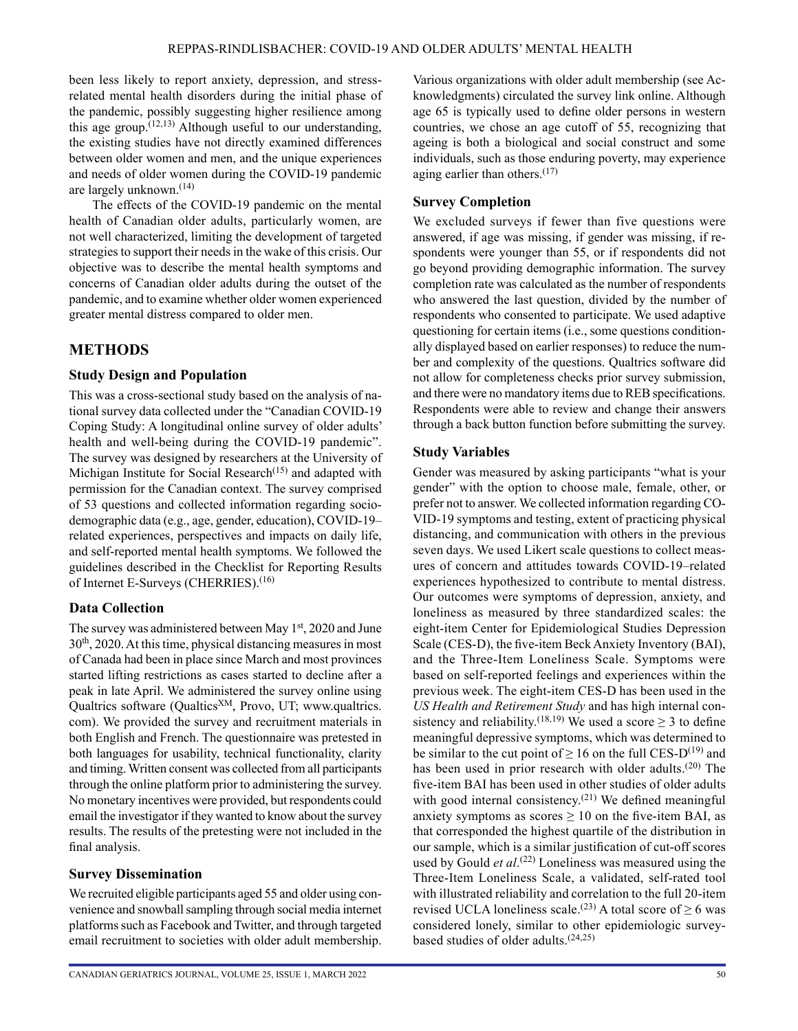been less likely to report anxiety, depression, and stress-related mental health disorders during the initial phase of the pandemic, possibly suggesting higher resilience among this age group.[12,13] Although useful to our understanding, the existing studies have not directly examined differences between older women and men, and the unique experiences and needs of older women during the COVID-19 pandemic are largely unknown.[14]

The effects of the COVID-19 pandemic on the mental health of Canadian older adults, particularly women, are not well characterized, limiting the development of targeted strategies to support their needs in the wake of this crisis. Our objective was to describe the mental health symptoms and concerns of Canadian older adults during the outset of the pandemic, and to examine whether older women experienced greater mental distress compared to older men.

## METHODS

### Study Design and Population

This was a cross-sectional study based on the analysis of national survey data collected under the "Canadian COVID-19 Coping Study: A longitudinal online survey of older adults' health and well-being during the COVID-19 pandemic". The survey was designed by researchers at the University of Michigan Institute for Social Research[15] and adapted with permission for the Canadian context. The survey comprised of 53 questions and collected information regarding socio-demographic data (e.g., age, gender, education), COVID-19–related experiences, perspectives and impacts on daily life, and self-reported mental health symptoms. We followed the guidelines described in the Checklist for Reporting Results of Internet E-Surveys (CHERRIES).[16]

### Data Collection

The survey was administered between May 1st, 2020 and June 30th, 2020. At this time, physical distancing measures in most of Canada had been in place since March and most provinces started lifting restrictions as cases started to decline after a peak in late April. We administered the survey online using Qualtrics software (Qualtics[XM], Provo, UT; www.qualtrics.com). We provided the survey and recruitment materials in both English and French. The questionnaire was pretested in both languages for usability, technical functionality, clarity and timing. Written consent was collected from all participants through the online platform prior to administering the survey. No monetary incentives were provided, but respondents could email the investigator if they wanted to know about the survey results. The results of the pretesting were not included in the final analysis.

### Survey Dissemination

We recruited eligible participants aged 55 and older using convenience and snowball sampling through social media internet platforms such as Facebook and Twitter, and through targeted email recruitment to societies with older adult membership. Various organizations with older adult membership (see Acknowledgments) circulated the survey link online. Although age 65 is typically used to define older persons in western countries, we chose an age cutoff of 55, recognizing that ageing is both a biological and social construct and some individuals, such as those enduring poverty, may experience aging earlier than others.[17]

### Survey Completion

We excluded surveys if fewer than five questions were answered, if age was missing, if gender was missing, if respondents were younger than 55, or if respondents did not go beyond providing demographic information. The survey completion rate was calculated as the number of respondents who answered the last question, divided by the number of respondents who consented to participate. We used adaptive questioning for certain items (i.e., some questions conditionally displayed based on earlier responses) to reduce the number and complexity of the questions. Qualtrics software did not allow for completeness checks prior survey submission, and there were no mandatory items due to REB specifications. Respondents were able to review and change their answers through a back button function before submitting the survey.

### Study Variables

Gender was measured by asking participants "what is your gender" with the option to choose male, female, other, or prefer not to answer. We collected information regarding COVID-19 symptoms and testing, extent of practicing physical distancing, and communication with others in the previous seven days. We used Likert scale questions to collect measures of concern and attitudes towards COVID-19–related experiences hypothesized to contribute to mental distress. Our outcomes were symptoms of depression, anxiety, and loneliness as measured by three standardized scales: the eight-item Center for Epidemiological Studies Depression Scale (CES-D), the five-item Beck Anxiety Inventory (BAI), and the Three-Item Loneliness Scale. Symptoms were based on self-reported feelings and experiences within the previous week. The eight-item CES-D has been used in the *US Health and Retirement Study* and has high internal consistency and reliability.[18,19] We used a score $\geq 3$ to define meaningful depressive symptoms, which was determined to be similar to the cut point of $\geq 16$ on the full CES-D[19] and has been used in prior research with older adults.[20] The five-item BAI has been used in other studies of older adults with good internal consistency.[21] We defined meaningful anxiety symptoms as scores $\geq 10$ on the five-item BAI, as that corresponded the highest quartile of the distribution in our sample, which is a similar justification of cut-off scores used by Gould *et al*.[22] Loneliness was measured using the Three-Item Loneliness Scale, a validated, self-rated tool with illustrated reliability and correlation to the full 20-item revised UCLA loneliness scale.[23] A total score of $\geq 6$ was considered lonely, similar to other epidemiologic survey-based studies of older adults.[24,25]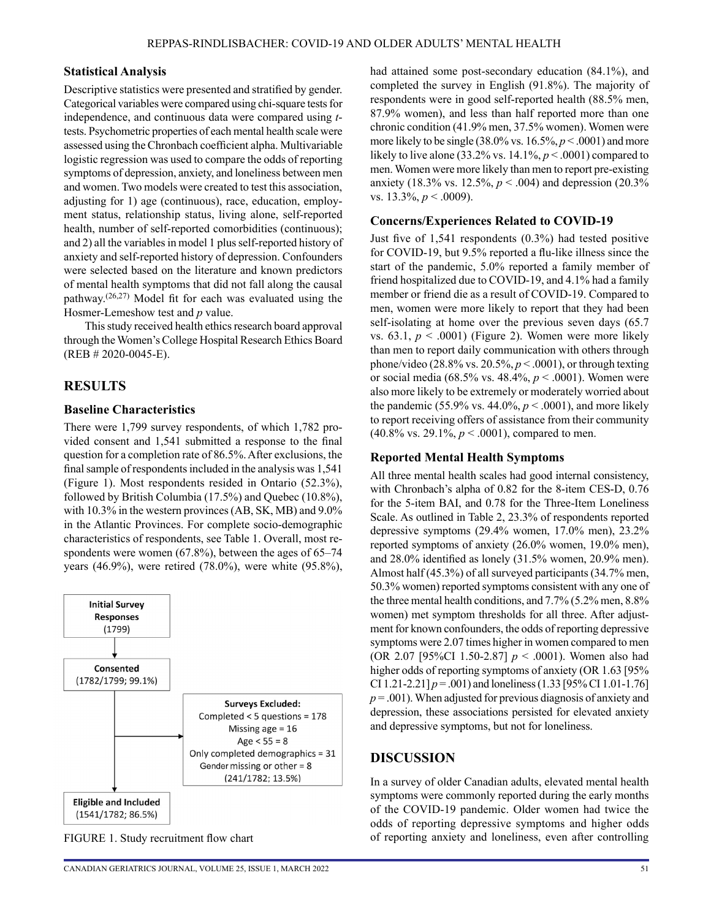### Statistical Analysis

Descriptive statistics were presented and stratified by gender. Categorical variables were compared using chi-square tests for independence, and continuous data were compared using *t*-tests. Psychometric properties of each mental health scale were assessed using the Chronbach coefficient alpha. Multivariable logistic regression was used to compare the odds of reporting symptoms of depression, anxiety, and loneliness between men and women. Two models were created to test this association, adjusting for 1) age (continuous), race, education, employment status, relationship status, living alone, self-reported health, number of self-reported comorbidities (continuous); and 2) all the variables in model 1 plus self-reported history of anxiety and self-reported history of depression. Confounders were selected based on the literature and known predictors of mental health symptoms that did not fall along the causal pathway.[26,27] Model fit for each was evaluated using the Hosmer-Lemeshow test and *p* value.

This study received health ethics research board approval through the Women's College Hospital Research Ethics Board (REB # 2020-0045-E).

## RESULTS

### Baseline Characteristics

There were 1,799 survey respondents, of which 1,782 provided consent and 1,541 submitted a response to the final question for a completion rate of 86.5%. After exclusions, the final sample of respondents included in the analysis was 1,541 (Figure 1). Most respondents resided in Ontario (52.3%), followed by British Columbia (17.5%) and Quebec (10.8%), with 10.3% in the western provinces (AB, SK, MB) and 9.0% in the Atlantic Provinces. For complete socio-demographic characteristics of respondents, see Table 1. Overall, most respondents were women (67.8%), between the ages of 65–74 years (46.9%), were retired (78.0%), were white (95.8%), had attained some post-secondary education (84.1%), and completed the survey in English (91.8%). The majority of respondents were in good self-reported health (88.5% men, 87.9% women), and less than half reported more than one chronic condition (41.9% men, 37.5% women). Women were more likely to be single (38.0% vs. 16.5%, $p < .0001$) and more likely to live alone (33.2% vs. 14.1%, $p < .0001$) compared to men. Women were more likely than men to report pre-existing anxiety (18.3% vs. 12.5%, $p < .004$) and depression (20.3% vs. 13.3%, $p < .0009$).

**Initial Survey Responses** (1799)

↓

**Consented** (1782/1799; 99.1%)

→ **Surveys Excluded:**
Completed < 5 questions = 178
Missing age = 16
Age < 55 = 8
Only completed demographics = 31
Gender missing or other = 8
(241/1782; 13.5%)

↓

**Eligible and Included** (1541/1782; 86.5%)

FIGURE 1. Study recruitment flow chart

### Concerns/Experiences Related to COVID-19

Just five of 1,541 respondents (0.3%) had tested positive for COVID-19, but 9.5% reported a flu-like illness since the start of the pandemic, 5.0% reported a family member of friend hospitalized due to COVID-19, and 4.1% had a family member or friend die as a result of COVID-19. Compared to men, women were more likely to report that they had been self-isolating at home over the previous seven days (65.7 vs. 63.1, $p < .0001$) (Figure 2). Women were more likely than men to report daily communication with others through phone/video (28.8% vs. 20.5%, $p < .0001$), or through texting or social media (68.5% vs. 48.4%, $p < .0001$). Women were also more likely to be extremely or moderately worried about the pandemic (55.9% vs. 44.0%, $p < .0001$), and more likely to report receiving offers of assistance from their community (40.8% vs. 29.1%, $p < .0001$), compared to men.

### Reported Mental Health Symptoms

All three mental health scales had good internal consistency, with Chronbach's alpha of 0.82 for the 8-item CES-D, 0.76 for the 5-item BAI, and 0.78 for the Three-Item Loneliness Scale. As outlined in Table 2, 23.3% of respondents reported depressive symptoms (29.4% women, 17.0% men), 23.2% reported symptoms of anxiety (26.0% women, 19.0% men), and 28.0% identified as lonely (31.5% women, 20.9% men). Almost half (45.3%) of all surveyed participants (34.7% men, 50.3% women) reported symptoms consistent with any one of the three mental health conditions, and 7.7% (5.2% men, 8.8% women) met symptom thresholds for all three. After adjustment for known confounders, the odds of reporting depressive symptoms were 2.07 times higher in women compared to men (OR 2.07 [95%CI 1.50-2.87] $p < .0001$). Women also had higher odds of reporting symptoms of anxiety (OR 1.63 [95% CI 1.21-2.21] $p = .001$) and loneliness (1.33 [95% CI 1.01-1.76] $p = .001$). When adjusted for previous diagnosis of anxiety and depression, these associations persisted for elevated anxiety and depressive symptoms, but not for loneliness.

## DISCUSSION

In a survey of older Canadian adults, elevated mental health symptoms were commonly reported during the early months of the COVID-19 pandemic. Older women had twice the odds of reporting depressive symptoms and higher odds of reporting anxiety and loneliness, even after controlling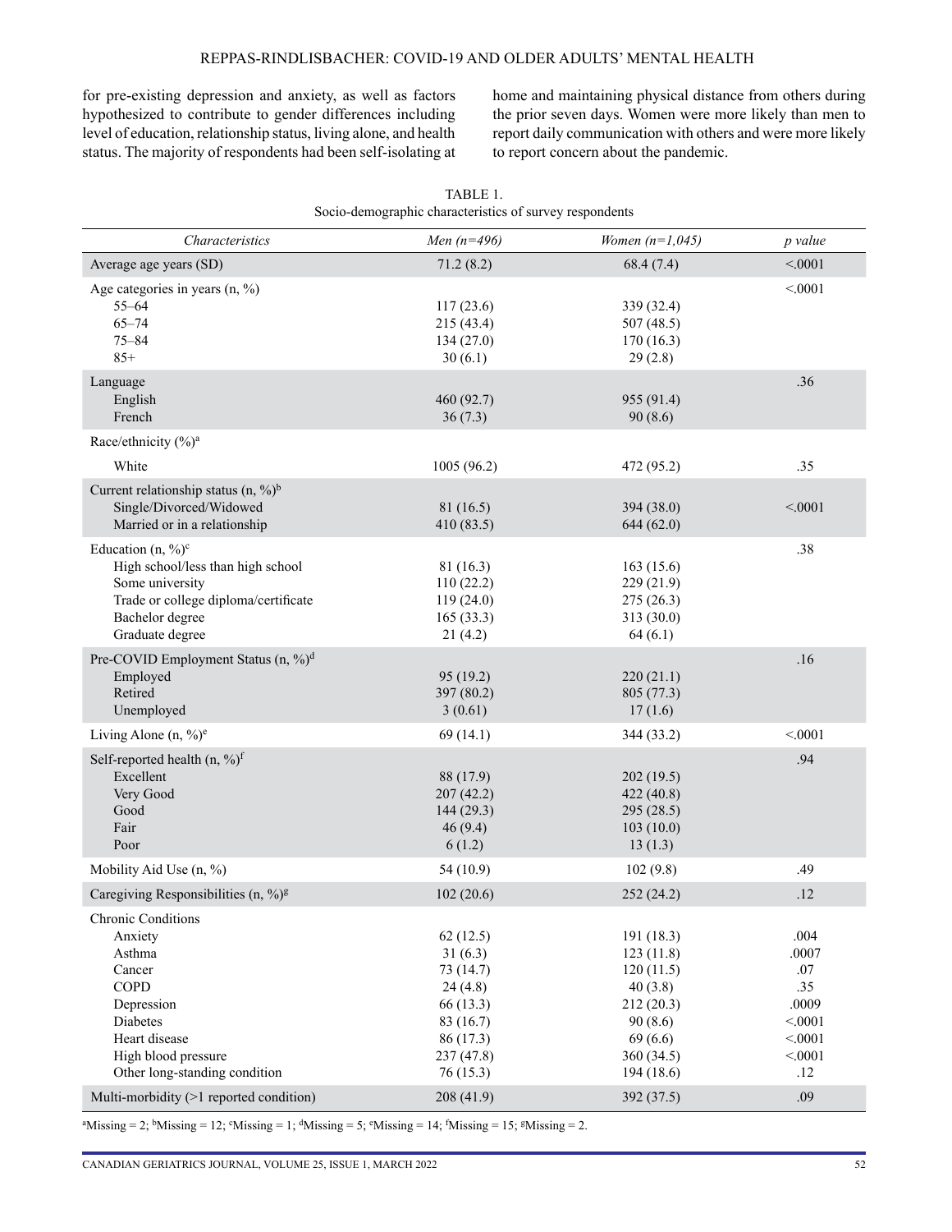for pre-existing depression and anxiety, as well as factors hypothesized to contribute to gender differences including level of education, relationship status, living alone, and health status. The majority of respondents had been self-isolating at home and maintaining physical distance from others during the prior seven days. Women were more likely than men to report daily communication with others and were more likely to report concern about the pandemic.

TABLE 1.
Socio-demographic characteristics of survey respondents

| *Characteristics* | *Men (n=496)* | *Women (n=1,045)* | *p value* |
|---|---|---|---|
| Average age years (SD) | 71.2 (8.2) | 68.4 (7.4) | <.0001 |
| Age categories in years (n, %) | | | <.0001 |
| 55–64 | 117 (23.6) | 339 (32.4) | |
| 65–74 | 215 (43.4) | 507 (48.5) | |
| 75–84 | 134 (27.0) | 170 (16.3) | |
| 85+ | 30 (6.1) | 29 (2.8) | |
| Language | | | .36 |
| English | 460 (92.7) | 955 (91.4) | |
| French | 36 (7.3) | 90 (8.6) | |
| Race/ethnicity (%)[a] | | | |
| White | 1005 (96.2) | 472 (95.2) | .35 |
| Current relationship status (n, %)[b] | | | |
| Single/Divorced/Widowed | 81 (16.5) | 394 (38.0) | <.0001 |
| Married or in a relationship | 410 (83.5) | 644 (62.0) | |
| Education (n, %)[c] | | | .38 |
| High school/less than high school | 81 (16.3) | 163 (15.6) | |
| Some university | 110 (22.2) | 229 (21.9) | |
| Trade or college diploma/certificate | 119 (24.0) | 275 (26.3) | |
| Bachelor degree | 165 (33.3) | 313 (30.0) | |
| Graduate degree | 21 (4.2) | 64 (6.1) | |
| Pre-COVID Employment Status (n, %)[d] | | | .16 |
| Employed | 95 (19.2) | 220 (21.1) | |
| Retired | 397 (80.2) | 805 (77.3) | |
| Unemployed | 3 (0.61) | 17 (1.6) | |
| Living Alone (n, %)[e] | 69 (14.1) | 344 (33.2) | <.0001 |
| Self-reported health (n, %)[f] | | | .94 |
| Excellent | 88 (17.9) | 202 (19.5) | |
| Very Good | 207 (42.2) | 422 (40.8) | |
| Good | 144 (29.3) | 295 (28.5) | |
| Fair | 46 (9.4) | 103 (10.0) | |
| Poor | 6 (1.2) | 13 (1.3) | |
| Mobility Aid Use (n, %) | 54 (10.9) | 102 (9.8) | .49 |
| Caregiving Responsibilities (n, %)[g] | 102 (20.6) | 252 (24.2) | .12 |
| Chronic Conditions | | | |
| Anxiety | 62 (12.5) | 191 (18.3) | .004 |
| Asthma | 31 (6.3) | 123 (11.8) | .0007 |
| Cancer | 73 (14.7) | 120 (11.5) | .07 |
| COPD | 24 (4.8) | 40 (3.8) | .35 |
| Depression | 66 (13.3) | 212 (20.3) | .0009 |
| Diabetes | 83 (16.7) | 90 (8.6) | <.0001 |
| Heart disease | 86 (17.3) | 69 (6.6) | <.0001 |
| High blood pressure | 237 (47.8) | 360 (34.5) | <.0001 |
| Other long-standing condition | 76 (15.3) | 194 (18.6) | .12 |
| Multi-morbidity (>1 reported condition) | 208 (41.9) | 392 (37.5) | .09 |

[a]Missing = 2; [b]Missing = 12; [c]Missing = 1; [d]Missing = 5; [e]Missing = 14; [f]Missing = 15; [g]Missing = 2.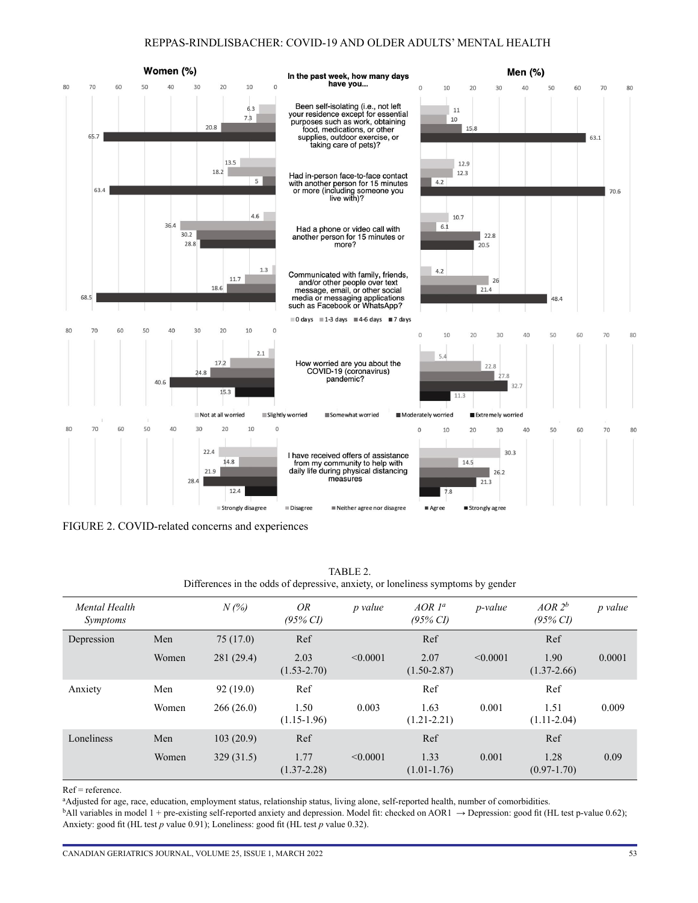| In the past week, how many days have you... | Women: 0 days | Women: 1-3 days | Women: 4-6 days | Women: 7 days | Men: 0 days | Men: 1-3 days | Men: 4-6 days | Men: 7 days |
|---|---|---|---|---|---|---|---|---|
| Been self-isolating (i.e., not left your residence except for essential purposes such as work, obtaining food, medications, or other supplies, outdoor exercise, or taking care of pets)? | 6.3 | 7.3 | 20.8 | 65.7 | 11 | 10 | 15.8 | 63.1 |
| Had in-person face-to-face contact with another person for 15 minutes or more (including someone you live with)? | 13.5 | 18.2 | 5 | 63.4 | 12.9 | 12.3 | 4.2 | 70.6 |
| Had a phone or video call with another person for 15 minutes or more? | 4.6 | 36.4 | 30.2 | 28.8 | 10.7 | 6.1 | 22.8 | 20.5 |
| Communicated with family, friends, and/or other people over text message, email, or other social media or messaging applications such as Facebook or WhatsApp? | 1.3 | 11.7 | 18.6 | 68.5 | 4.2 | 26 | 21.4 | 48.4 |

| How worried are you about the COVID-19 (coronavirus) pandemic? | Women (%) | Men (%) |
|---|---|---|
| Not at all worried | 2.1 | 5.4 |
| Slightly worried | 17.2 | 22.8 |
| Somewhat worried | 24.8 | 27.8 |
| Moderately worried | 40.6 | 32.7 |
| Extremely worried | 15.3 | 11.3 |

| I have received offers of assistance from my community to help with daily life during physical distancing measures | Women (%) | Men (%) |
|---|---|---|
| Strongly disagree | 22.4 | 30.3 |
| Disagree | 14.8 | 14.5 |
| Neither agree nor disagree | 21.9 | 26.2 |
| Agree | 28.4 | 21.3 |
| Strongly agree | 12.4 | 7.8 |

FIGURE 2. COVID-related concerns and experiences

TABLE 2.
Differences in the odds of depressive, anxiety, or loneliness symptoms by gender

| *Mental Health Symptoms* | | *N (%)* | *OR (95% CI)* | *p value* | *AOR 1[a] (95% CI)* | *p-value* | *AOR 2[b] (95% CI)* | *p value* |
|---|---|---|---|---|---|---|---|---|
| Depression | Men | 75 (17.0) | Ref | | Ref | | Ref | |
| | Women | 281 (29.4) | 2.03 (1.53-2.70) | <0.0001 | 2.07 (1.50-2.87) | <0.0001 | 1.90 (1.37-2.66) | 0.0001 |
| Anxiety | Men | 92 (19.0) | Ref | | Ref | | Ref | |
| | Women | 266 (26.0) | 1.50 (1.15-1.96) | 0.003 | 1.63 (1.21-2.21) | 0.001 | 1.51 (1.11-2.04) | 0.009 |
| Loneliness | Men | 103 (20.9) | Ref | | Ref | | Ref | |
| | Women | 329 (31.5) | 1.77 (1.37-2.28) | <0.0001 | 1.33 (1.01-1.76) | 0.001 | 1.28 (0.97-1.70) | 0.09 |

Ref = reference.

[a]Adjusted for age, race, education, employment status, relationship status, living alone, self-reported health, number of comorbidities.

[b]All variables in model 1 + pre-existing self-reported anxiety and depression. Model fit: checked on AOR1 → Depression: good fit (HL test p-value 0.62); Anxiety: good fit (HL test *p* value 0.91); Loneliness: good fit (HL test *p* value 0.32).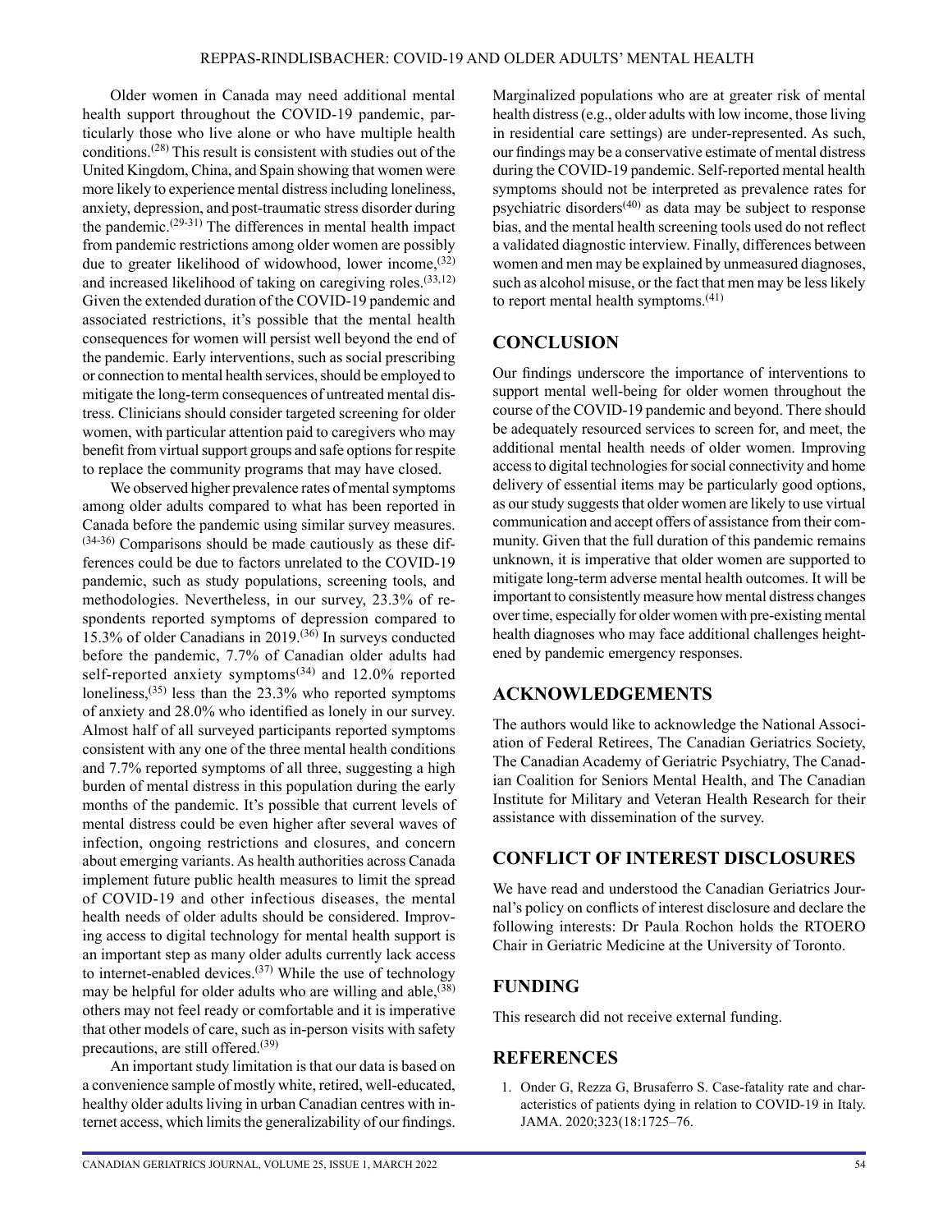Older women in Canada may need additional mental health support throughout the COVID-19 pandemic, particularly those who live alone or who have multiple health conditions.[28] This result is consistent with studies out of the United Kingdom, China, and Spain showing that women were more likely to experience mental distress including loneliness, anxiety, depression, and post-traumatic stress disorder during the pandemic.[29-31] The differences in mental health impact from pandemic restrictions among older women are possibly due to greater likelihood of widowhood, lower income,[32] and increased likelihood of taking on caregiving roles.[33,12] Given the extended duration of the COVID-19 pandemic and associated restrictions, it's possible that the mental health consequences for women will persist well beyond the end of the pandemic. Early interventions, such as social prescribing or connection to mental health services, should be employed to mitigate the long-term consequences of untreated mental distress. Clinicians should consider targeted screening for older women, with particular attention paid to caregivers who may benefit from virtual support groups and safe options for respite to replace the community programs that may have closed.

We observed higher prevalence rates of mental symptoms among older adults compared to what has been reported in Canada before the pandemic using similar survey measures.[34-36] Comparisons should be made cautiously as these differences could be due to factors unrelated to the COVID-19 pandemic, such as study populations, screening tools, and methodologies. Nevertheless, in our survey, 23.3% of respondents reported symptoms of depression compared to 15.3% of older Canadians in 2019.[36] In surveys conducted before the pandemic, 7.7% of Canadian older adults had self-reported anxiety symptoms[34] and 12.0% reported loneliness,[35] less than the 23.3% who reported symptoms of anxiety and 28.0% who identified as lonely in our survey. Almost half of all surveyed participants reported symptoms consistent with any one of the three mental health conditions and 7.7% reported symptoms of all three, suggesting a high burden of mental distress in this population during the early months of the pandemic. It's possible that current levels of mental distress could be even higher after several waves of infection, ongoing restrictions and closures, and concern about emerging variants. As health authorities across Canada implement future public health measures to limit the spread of COVID-19 and other infectious diseases, the mental health needs of older adults should be considered. Improving access to digital technology for mental health support is an important step as many older adults currently lack access to internet-enabled devices.[37] While the use of technology may be helpful for older adults who are willing and able,[38] others may not feel ready or comfortable and it is imperative that other models of care, such as in-person visits with safety precautions, are still offered.[39]

An important study limitation is that our data is based on a convenience sample of mostly white, retired, well-educated, healthy older adults living in urban Canadian centres with internet access, which limits the generalizability of our findings. Marginalized populations who are at greater risk of mental health distress (e.g., older adults with low income, those living in residential care settings) are under-represented. As such, our findings may be a conservative estimate of mental distress during the COVID-19 pandemic. Self-reported mental health symptoms should not be interpreted as prevalence rates for psychiatric disorders[40] as data may be subject to response bias, and the mental health screening tools used do not reflect a validated diagnostic interview. Finally, differences between women and men may be explained by unmeasured diagnoses, such as alcohol misuse, or the fact that men may be less likely to report mental health symptoms.[41]

## CONCLUSION

Our findings underscore the importance of interventions to support mental well-being for older women throughout the course of the COVID-19 pandemic and beyond. There should be adequately resourced services to screen for, and meet, the additional mental health needs of older women. Improving access to digital technologies for social connectivity and home delivery of essential items may be particularly good options, as our study suggests that older women are likely to use virtual communication and accept offers of assistance from their community. Given that the full duration of this pandemic remains unknown, it is imperative that older women are supported to mitigate long-term adverse mental health outcomes. It will be important to consistently measure how mental distress changes over time, especially for older women with pre-existing mental health diagnoses who may face additional challenges heightened by pandemic emergency responses.

## ACKNOWLEDGEMENTS

The authors would like to acknowledge the National Association of Federal Retirees, The Canadian Geriatrics Society, The Canadian Academy of Geriatric Psychiatry, The Canadian Coalition for Seniors Mental Health, and The Canadian Institute for Military and Veteran Health Research for their assistance with dissemination of the survey.

## CONFLICT OF INTEREST DISCLOSURES

We have read and understood the Canadian Geriatrics Journal's policy on conflicts of interest disclosure and declare the following interests: Dr Paula Rochon holds the RTOERO Chair in Geriatric Medicine at the University of Toronto.

## FUNDING

This research did not receive external funding.

## REFERENCES

1. Onder G, Rezza G, Brusaferro S. Case-fatality rate and characteristics of patients dying in relation to COVID-19 in Italy. JAMA. 2020;323(18:1725–76.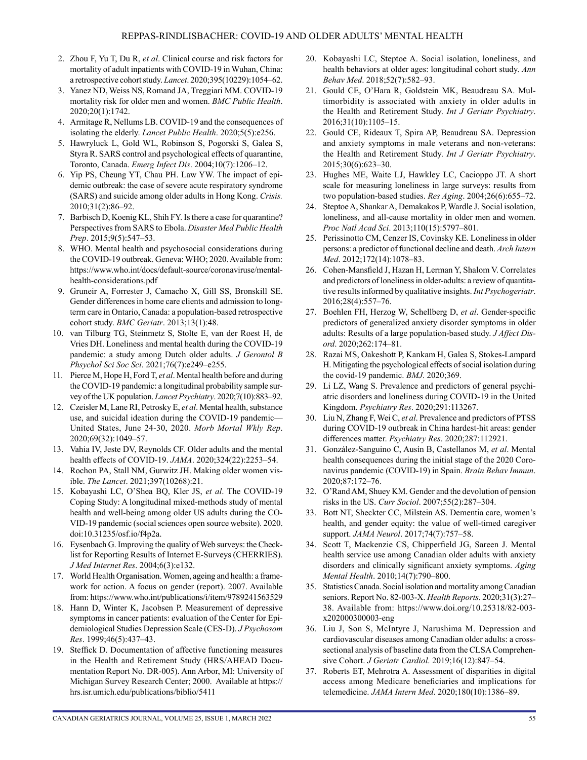2. Zhou F, Yu T, Du R, *et al*. Clinical course and risk factors for mortality of adult inpatients with COVID-19 in Wuhan, China: a retrospective cohort study. *Lancet*. 2020;395(10229):1054–62.
3. Yanez ND, Weiss NS, Romand JA, Treggiari MM. COVID-19 mortality risk for older men and women. *BMC Public Health*. 2020;20(1):1742.
4. Armitage R, Nellums LB. COVID-19 and the consequences of isolating the elderly. *Lancet Public Health*. 2020;5(5):e256.
5. Hawryluck L, Gold WL, Robinson S, Pogorski S, Galea S, Styra R. SARS control and psychological effects of quarantine, Toronto, Canada. *Emerg Infect Dis*. 2004;10(7):1206–12.
6. Yip PS, Cheung YT, Chau PH. Law YW. The impact of epidemic outbreak: the case of severe acute respiratory syndrome (SARS) and suicide among older adults in Hong Kong. *Crisis.* 2010;31(2):86–92.
7. Barbisch D, Koenig KL, Shih FY. Is there a case for quarantine? Perspectives from SARS to Ebola. *Disaster Med Public Health Prep*. 2015;9(5):547–53.
8. WHO. Mental health and psychosocial considerations during the COVID-19 outbreak. Geneva: WHO; 2020. Available from: https://www.who.int/docs/default-source/coronaviruse/mental-health-considerations.pdf
9. Gruneir A, Forrester J, Camacho X, Gill SS, Bronskill SE. Gender differences in home care clients and admission to long-term care in Ontario, Canada: a population-based retrospective cohort study. *BMC Geriatr*. 2013;13(1):48.
10. van Tilburg TG, Steinmetz S, Stolte E, van der Roest H, de Vries DH. Loneliness and mental health during the COVID-19 pandemic: a study among Dutch older adults. *J Gerontol B Phsychol Sci Soc Sci*. 2021;76(7):e249–e255.
11. Pierce M, Hope H, Ford T, *et al*. Mental health before and during the COVID-19 pandemic: a longitudinal probability sample survey of the UK population. *Lancet Psychiatry*. 2020;7(10):883–92.
12. Czeisler M, Lane RI, Petrosky E, *et al*. Mental health, substance use, and suicidal ideation during the COVID-19 pandemic—United States, June 24-30, 2020. *Morb Mortal Wkly Rep*. 2020;69(32):1049–57.
13. Vahia IV, Jeste DV, Reynolds CF. Older adults and the mental health effects of COVID-19. *JAMA*. 2020;324(22):2253–54.
14. Rochon PA, Stall NM, Gurwitz JH. Making older women visible. *The Lancet*. 2021;397(10268):21.
15. Kobayashi LC, O'Shea BQ, Kler JS, *et al*. The COVID-19 Coping Study: A longitudinal mixed-methods study of mental health and well-being among older US adults during the COVID-19 pandemic (social sciences open source website). 2020. doi:10.31235/osf.io/f4p2a.
16. Eysenbach G. Improving the quality of Web surveys: the Checklist for Reporting Results of Internet E-Surveys (CHERRIES). *J Med Internet Res*. 2004;6(3):e132.
17. World Health Organisation. Women, ageing and health: a framework for action. A focus on gender (report). 2007. Available from: https://www.who.int/publications/i/item/9789241563529
18. Hann D, Winter K, Jacobsen P. Measurement of depressive symptoms in cancer patients: evaluation of the Center for Epidemiological Studies Depression Scale (CES-D). *J Psychosom Res*. 1999;46(5):437–43.
19. Steffick D. Documentation of affective functioning measures in the Health and Retirement Study (HRS/AHEAD Documentation Report No. DR-005). Ann Arbor, MI: University of Michigan Survey Research Center; 2000. Available at https://hrs.isr.umich.edu/publications/biblio/5411
20. Kobayashi LC, Steptoe A. Social isolation, loneliness, and health behaviors at older ages: longitudinal cohort study. *Ann Behav Med*. 2018;52(7):582–93.
21. Gould CE, O'Hara R, Goldstein MK, Beaudreau SA. Multimorbidity is associated with anxiety in older adults in the Health and Retirement Study. *Int J Geriatr Psychiatry*. 2016;31(10):1105–15.
22. Gould CE, Rideaux T, Spira AP, Beaudreau SA. Depression and anxiety symptoms in male veterans and non-veterans: the Health and Retirement Study. *Int J Geriatr Psychiatry*. 2015;30(6):623–30.
23. Hughes ME, Waite LJ, Hawkley LC, Cacioppo JT. A short scale for measuring loneliness in large surveys: results from two population-based studies. *Res Aging*. 2004;26(6):655–72.
24. Steptoe A, Shankar A, Demakakos P, Wardle J. Social isolation, loneliness, and all-cause mortality in older men and women. *Proc Natl Acad Sci*. 2013;110(15):5797–801.
25. Perissinotto CM, Cenzer IS, Covinsky KE. Loneliness in older persons: a predictor of functional decline and death. *Arch Intern Med*. 2012;172(14):1078–83.
26. Cohen-Mansfield J, Hazan H, Lerman Y, Shalom V. Correlates and predictors of loneliness in older-adults: a review of quantitative results informed by qualitative insights. *Int Psychogeriatr*. 2016;28(4):557–76.
27. Boehlen FH, Herzog W, Schellberg D, *et al*. Gender-specific predictors of generalized anxiety disorder symptoms in older adults: Results of a large population-based study. *J Affect Disord*. 2020;262:174–81.
28. Razai MS, Oakeshott P, Kankam H, Galea S, Stokes-Lampard H. Mitigating the psychological effects of social isolation during the covid-19 pandemic. *BMJ*. 2020;369.
29. Li LZ, Wang S. Prevalence and predictors of general psychiatric disorders and loneliness during COVID-19 in the United Kingdom. *Psychiatry Res*. 2020;291:113267.
30. Liu N, Zhang F, Wei C, *et al*. Prevalence and predictors of PTSS during COVID-19 outbreak in China hardest-hit areas: gender differences matter. *Psychiatry Res*. 2020;287:112921.
31. González-Sanguino C, Ausín B, Castellanos M, *et al*. Mental health consequences during the initial stage of the 2020 Coronavirus pandemic (COVID-19) in Spain. *Brain Behav Immun*. 2020;87:172–76.
32. O'Rand AM, Shuey KM. Gender and the devolution of pension risks in the US. *Curr Sociol*. 2007;55(2):287–304.
33. Bott NT, Sheckter CC, Milstein AS. Dementia care, women's health, and gender equity: the value of well-timed caregiver support. *JAMA Neurol*. 2017;74(7):757–58.
34. Scott T, Mackenzie CS, Chipperfield JG, Sareen J. Mental health service use among Canadian older adults with anxiety disorders and clinically significant anxiety symptoms. *Aging Mental Health*. 2010;14(7):790–800.
35. Statistics Canada. Social isolation and mortality among Canadian seniors. Report No. 82-003-X. *Health Reports*. 2020;31(3):27–38. Available from: https://www.doi.org/10.25318/82-003-x202000300003-eng
36. Liu J, Son S, McIntyre J, Narushima M. Depression and cardiovascular diseases among Canadian older adults: a cross-sectional analysis of baseline data from the CLSA Comprehensive Cohort. *J Geriatr Cardiol*. 2019;16(12):847–54.
37. Roberts ET, Mehrotra A. Assessment of disparities in digital access among Medicare beneficiaries and implications for telemedicine. *JAMA Intern Med*. 2020;180(10):1386–89.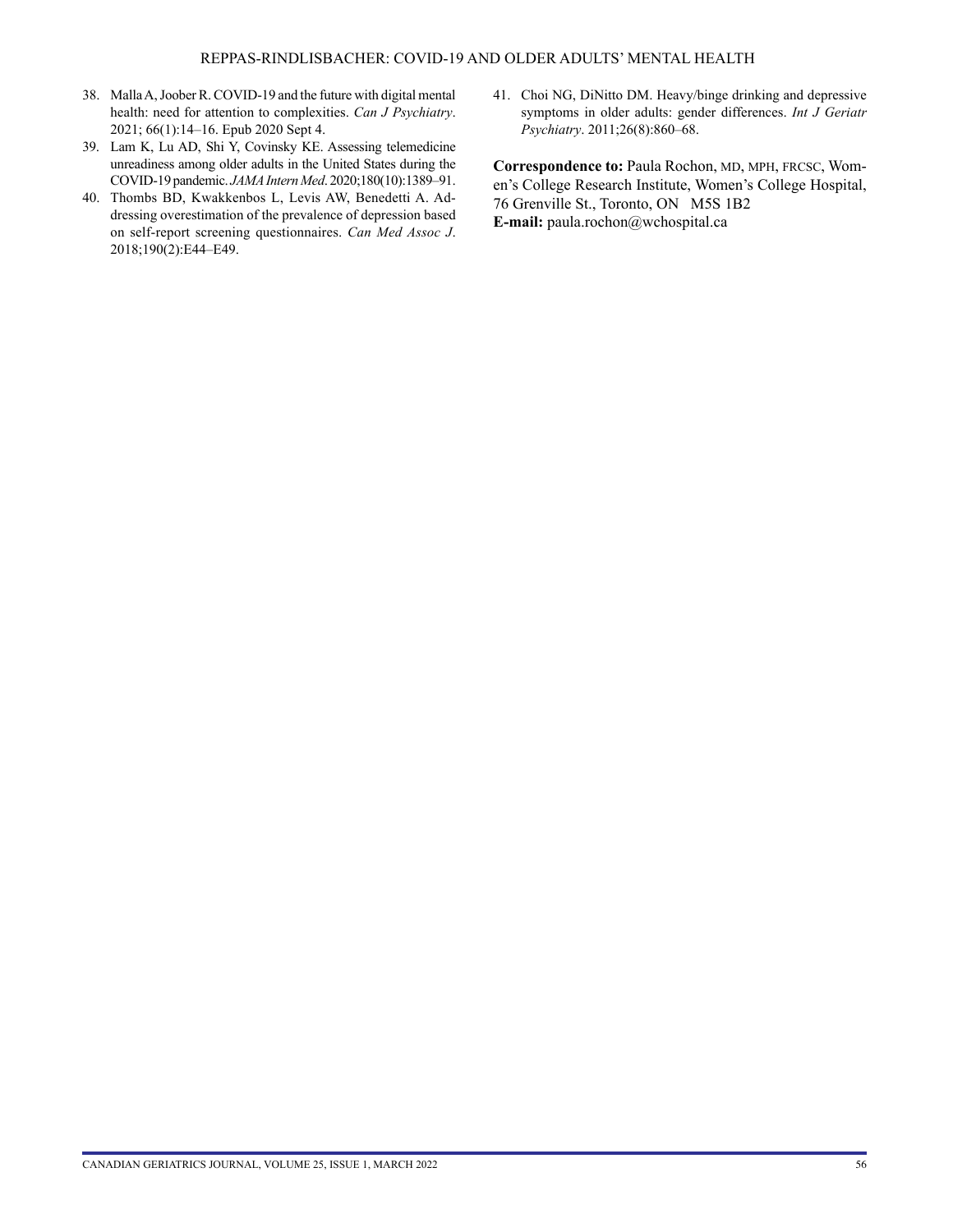38. Malla A, Joober R. COVID-19 and the future with digital mental health: need for attention to complexities. *Can J Psychiatry*. 2021; 66(1):14–16. Epub 2020 Sept 4.
39. Lam K, Lu AD, Shi Y, Covinsky KE. Assessing telemedicine unreadiness among older adults in the United States during the COVID-19 pandemic. *JAMA Intern Med*. 2020;180(10):1389–91.
40. Thombs BD, Kwakkenbos L, Levis AW, Benedetti A. Addressing overestimation of the prevalence of depression based on self-report screening questionnaires. *Can Med Assoc J*. 2018;190(2):E44–E49.
41. Choi NG, DiNitto DM. Heavy/binge drinking and depressive symptoms in older adults: gender differences. *Int J Geriatr Psychiatry*. 2011;26(8):860–68.

**Correspondence to:** Paula Rochon, MD, MPH, FRCSC, Women's College Research Institute, Women's College Hospital, 76 Grenville St., Toronto, ON M5S 1B2
**E-mail:** paula.rochon@wchospital.ca